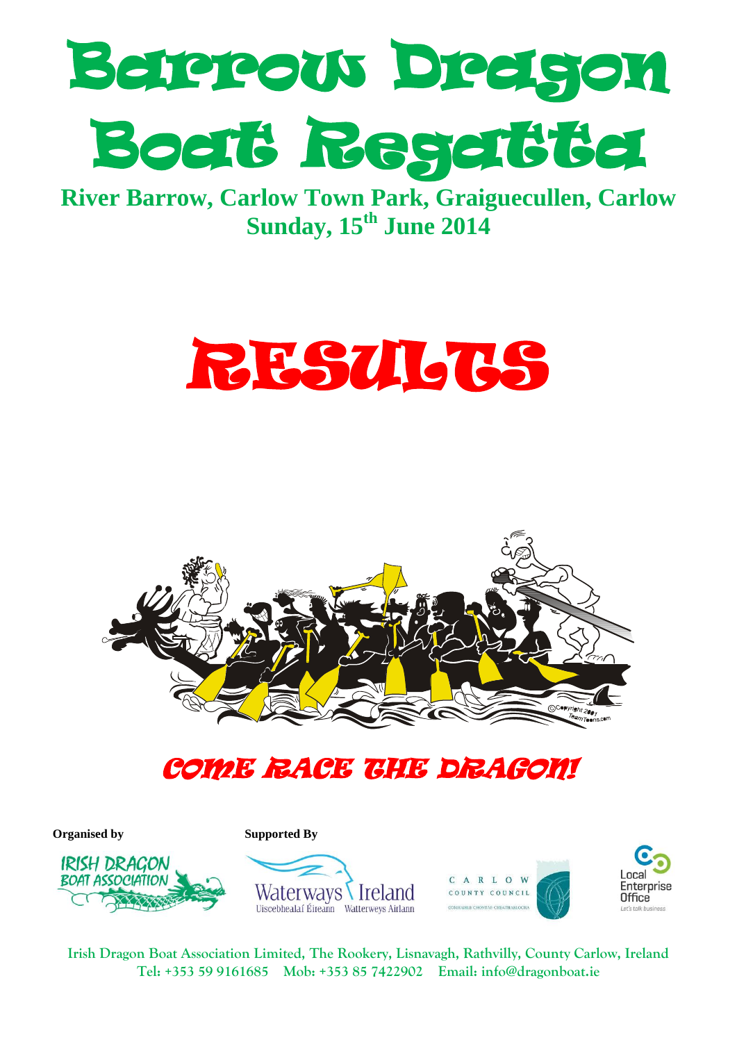# Barrow Dragon Boat Regatta

**River Barrow, Carlow Town Park, Graiguecullen, Carlow**
**Sunday, 15th June 2014**

# RESULTS

## *COME RACE THE DRAGON!*

**Organised by** IRISH DRAGON BOAT ASSOCIATION

**Supported By** Waterways Ireland (Uiscebhealaí Éireann, Watterweys Airlann), Carlow County Council (Comhairle Chontae Cheatharlach), Local Enterprise Office (Let's talk business)

Irish Dragon Boat Association Limited, The Rookery, Lisnavagh, Rathvilly, County Carlow, Ireland
Tel: +353 59 9161685  Mob: +353 85 7422902  Email: info@dragonboat.ie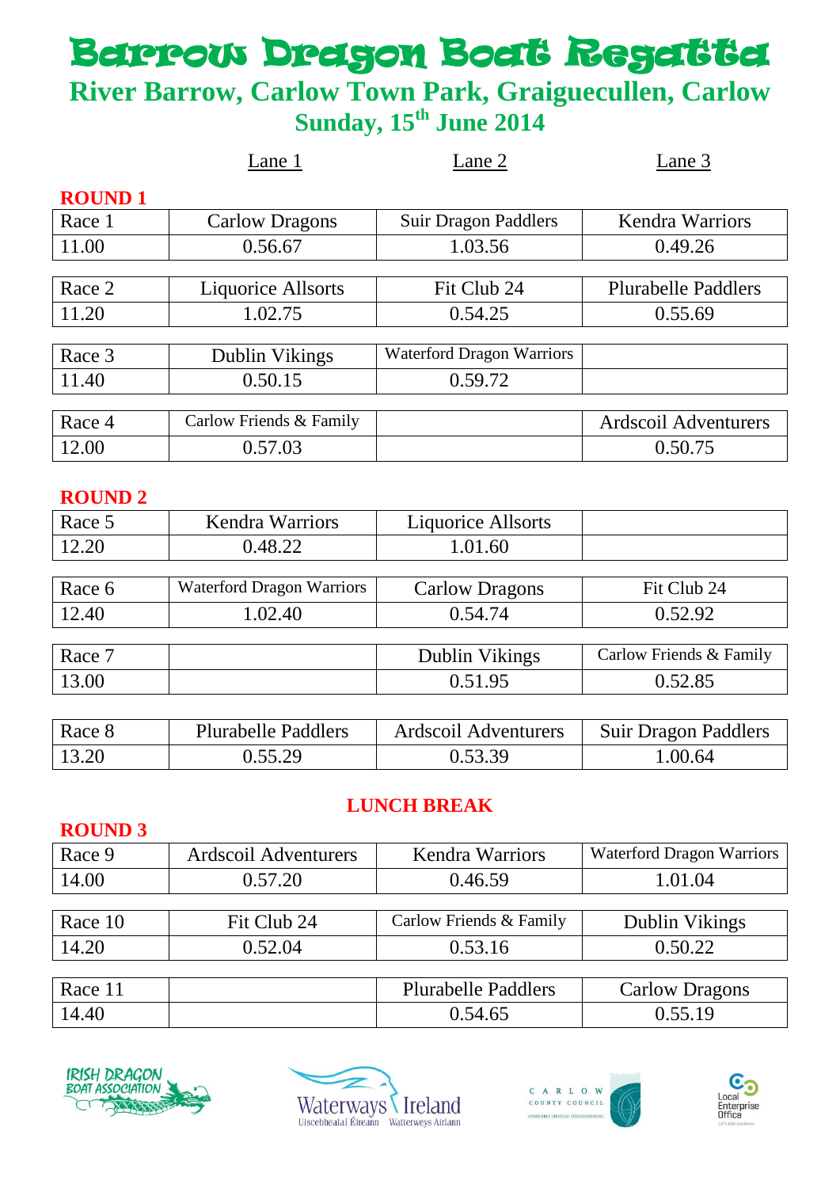# Barrow Dragon Boat Regatta

## River Barrow, Carlow Town Park, Graiguecullen, Carlow

## Sunday, 15th June 2014

### ROUND 1

| | Lane 1 | Lane 2 | Lane 3 |
|---|---|---|---|
| Race 1 | Carlow Dragons | Suir Dragon Paddlers | Kendra Warriors |
| 11.00 | 0.56.67 | 1.03.56 | 0.49.26 |
| Race 2 | Liquorice Allsorts | Fit Club 24 | Plurabelle Paddlers |
| 11.20 | 1.02.75 | 0.54.25 | 0.55.69 |
| Race 3 | Dublin Vikings | Waterford Dragon Warriors | |
| 11.40 | 0.50.15 | 0.59.72 | |
| Race 4 | Carlow Friends & Family | | Ardscoil Adventurers |
| 12.00 | 0.57.03 | | 0.50.75 |

### ROUND 2

| | Lane 1 | Lane 2 | Lane 3 |
|---|---|---|---|
| Race 5 | Kendra Warriors | Liquorice Allsorts | |
| 12.20 | 0.48.22 | 1.01.60 | |
| Race 6 | Waterford Dragon Warriors | Carlow Dragons | Fit Club 24 |
| 12.40 | 1.02.40 | 0.54.74 | 0.52.92 |
| Race 7 | | Dublin Vikings | Carlow Friends & Family |
| 13.00 | | 0.51.95 | 0.52.85 |
| Race 8 | Plurabelle Paddlers | Ardscoil Adventurers | Suir Dragon Paddlers |
| 13.20 | 0.55.29 | 0.53.39 | 1.00.64 |

**LUNCH BREAK**

### ROUND 3

| | Lane 1 | Lane 2 | Lane 3 |
|---|---|---|---|
| Race 9 | Ardscoil Adventurers | Kendra Warriors | Waterford Dragon Warriors |
| 14.00 | 0.57.20 | 0.46.59 | 1.01.04 |
| Race 10 | Fit Club 24 | Carlow Friends & Family | Dublin Vikings |
| 14.20 | 0.52.04 | 0.53.16 | 0.50.22 |
| Race 11 | | Plurabelle Paddlers | Carlow Dragons |
| 14.40 | | 0.54.65 | 0.55.19 |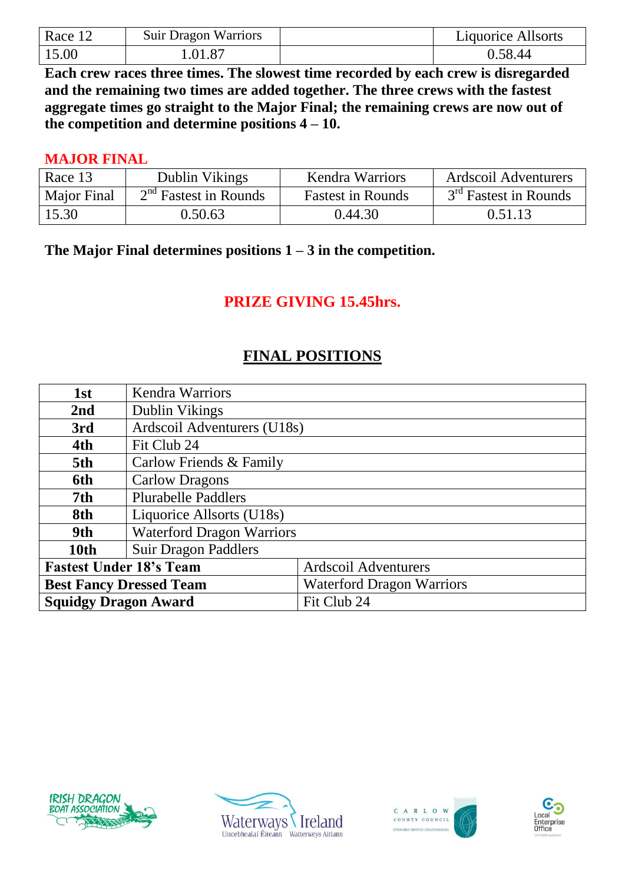| | | | |
|---|---|---|---|
| Race 12 | Suir Dragon Warriors | | Liquorice Allsorts |
| 15.00 | 1.01.87 | | 0.58.44 |

**Each crew races three times. The slowest time recorded by each crew is disregarded and the remaining two times are added together. The three crews with the fastest aggregate times go straight to the Major Final; the remaining crews are now out of the competition and determine positions 4 – 10.**

## MAJOR FINAL

| | | | |
|---|---|---|---|
| Race 13 | Dublin Vikings | Kendra Warriors | Ardscoil Adventurers |
| Major Final | 2nd Fastest in Rounds | Fastest in Rounds | 3rd Fastest in Rounds |
| 15.30 | 0.50.63 | 0.44.30 | 0.51.13 |

**The Major Final determines positions 1 – 3 in the competition.**

## PRIZE GIVING 15.45hrs.

## FINAL POSITIONS

| | |
|---|---|
| **1st** | Kendra Warriors |
| **2nd** | Dublin Vikings |
| **3rd** | Ardscoil Adventurers (U18s) |
| **4th** | Fit Club 24 |
| **5th** | Carlow Friends & Family |
| **6th** | Carlow Dragons |
| **7th** | Plurabelle Paddlers |
| **8th** | Liquorice Allsorts (U18s) |
| **9th** | Waterford Dragon Warriors |
| **10th** | Suir Dragon Paddlers |
| **Fastest Under 18's Team** | Ardscoil Adventurers |
| **Best Fancy Dressed Team** | Waterford Dragon Warriors |
| **Squidgy Dragon Award** | Fit Club 24 |

IRISH DRAGON BOAT ASSOCIATION

Waterways Ireland Uiscebhealaí Éireann Watterweys Airlann

CARLOW COUNTY COUNCIL

Local Enterprise Office